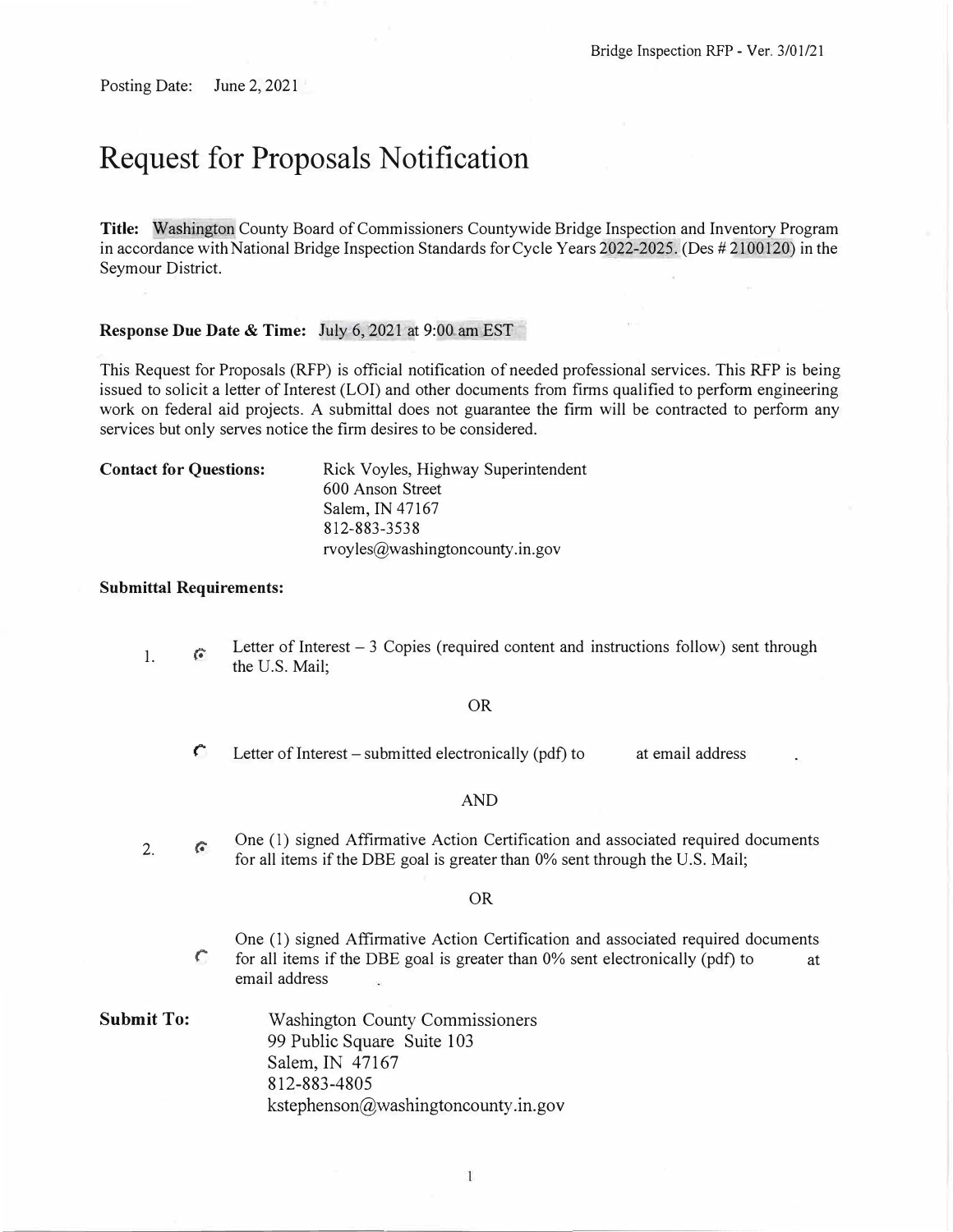Posting Date: June 2, 2021

# Request for Proposals Notification

**Title:** Washington County Board of Commissioners Countywide Bridge Inspection and Inventory Program in accordance with National Bridge Inspection Standards for Cycle Years 2022-2025. (Des # 2100120) in the Seymour District.

**Response Due Date & Time:** July 6, 2021 at 9:00 am EST

This Request for Proposals (RFP) is official notification of needed professional services. This RFP is being issued to solicit a letter of Interest (LOI) and other documents from firms qualified to perform engineering work on federal aid projects. A submittal does not guarantee the firm will be contracted to perform any services but only serves notice the firm desires to be considered.

**Contact for Questions:**

Rick Voyles, Highway Superintendent
600 Anson Street
Salem, IN 47167
812-883-3538
rvoyles@washingtoncounty.in.gov

**Submittal Requirements:**

1. (◉) Letter of Interest – 3 Copies (required content and instructions follow) sent through the U.S. Mail;

   OR

   ( ) Letter of Interest – submitted electronically (pdf) to at email address .

   AND

2. (◉) One (1) signed Affirmative Action Certification and associated required documents for all items if the DBE goal is greater than 0% sent through the U.S. Mail;

   OR

   ( ) One (1) signed Affirmative Action Certification and associated required documents for all items if the DBE goal is greater than 0% sent electronically (pdf) to at email address .

**Submit To:**

Washington County Commissioners
99 Public Square Suite 103
Salem, IN 47167
812-883-4805
kstephenson@washingtoncounty.in.gov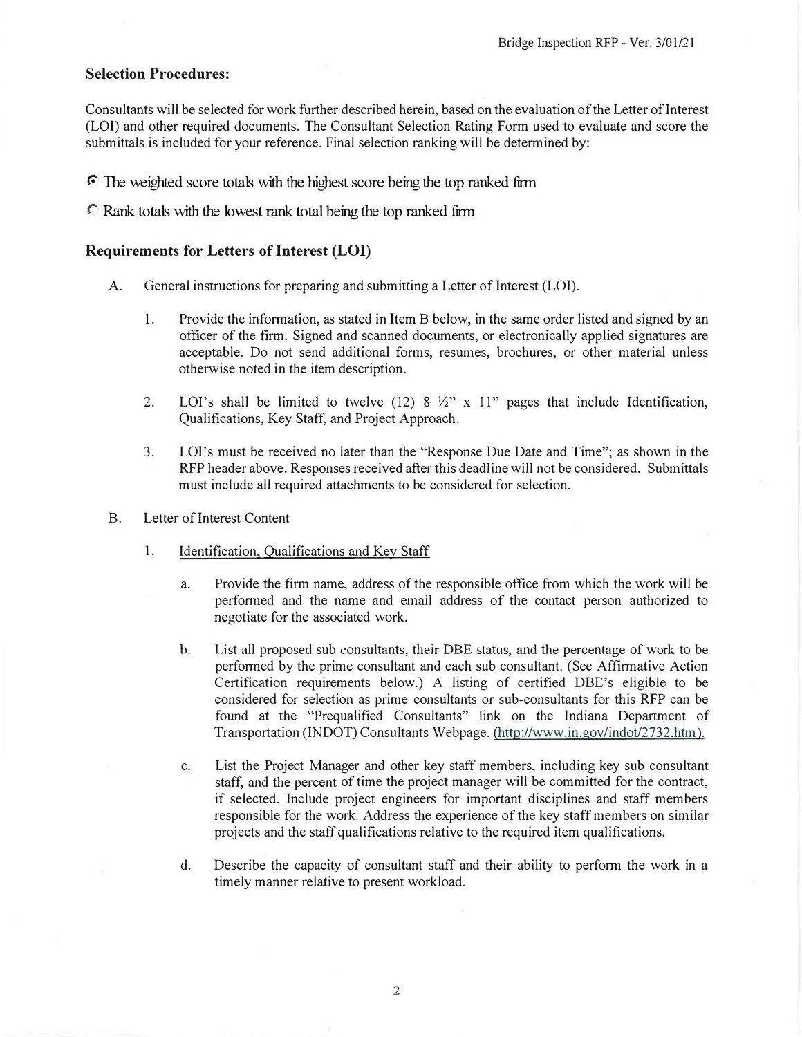### Selection Procedures:

Consultants will be selected for work further described herein, based on the evaluation of the Letter of Interest (LOI) and other required documents. The Consultant Selection Rating Form used to evaluate and score the submittals is included for your reference. Final selection ranking will be determined by:

- ◉ The weighted score totals with the highest score being the top ranked firm
- ○ Rank totals with the lowest rank total being the top ranked firm

### Requirements for Letters of Interest (LOI)

A. General instructions for preparing and submitting a Letter of Interest (LOI).

1. Provide the information, as stated in Item B below, in the same order listed and signed by an officer of the firm. Signed and scanned documents, or electronically applied signatures are acceptable. Do not send additional forms, resumes, brochures, or other material unless otherwise noted in the item description.

2. LOI's shall be limited to twelve (12) 8 ½" x 11" pages that include Identification, Qualifications, Key Staff, and Project Approach.

3. LOI's must be received no later than the "Response Due Date and Time"; as shown in the RFP header above. Responses received after this deadline will not be considered. Submittals must include all required attachments to be considered for selection.

B. Letter of Interest Content

1. Identification, Qualifications and Key Staff

   a. Provide the firm name, address of the responsible office from which the work will be performed and the name and email address of the contact person authorized to negotiate for the associated work.

   b. List all proposed sub consultants, their DBE status, and the percentage of work to be performed by the prime consultant and each sub consultant. (See Affirmative Action Certification requirements below.) A listing of certified DBE's eligible to be considered for selection as prime consultants or sub-consultants for this RFP can be found at the "Prequalified Consultants" link on the Indiana Department of Transportation (INDOT) Consultants Webpage. (http://www.in.gov/indot/2732.htm).

   c. List the Project Manager and other key staff members, including key sub consultant staff, and the percent of time the project manager will be committed for the contract, if selected. Include project engineers for important disciplines and staff members responsible for the work. Address the experience of the key staff members on similar projects and the staff qualifications relative to the required item qualifications.

   d. Describe the capacity of consultant staff and their ability to perform the work in a timely manner relative to present workload.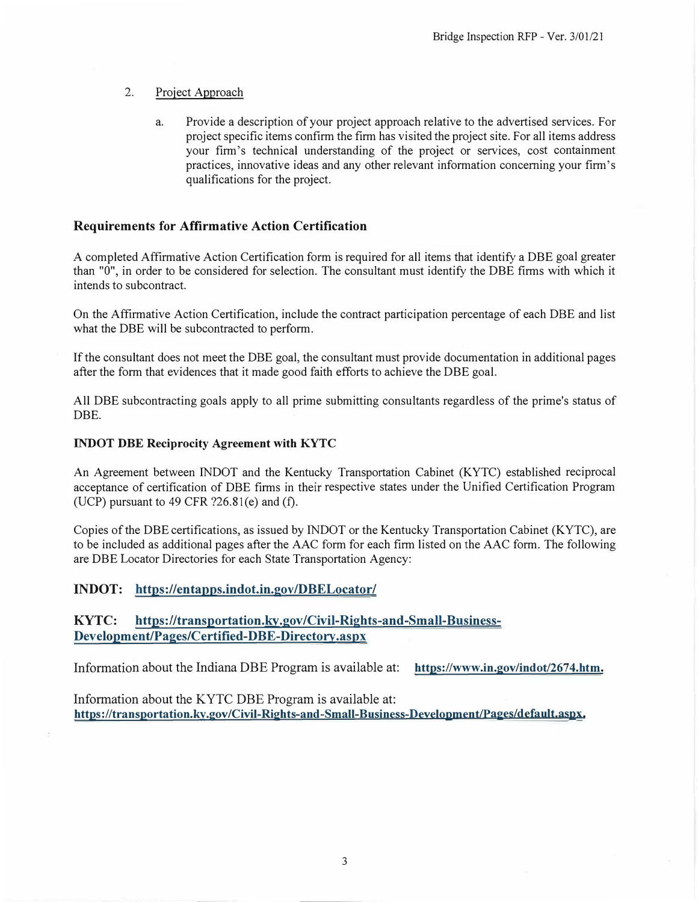2. Project Approach

    a. Provide a description of your project approach relative to the advertised services. For project specific items confirm the firm has visited the project site. For all items address your firm's technical understanding of the project or services, cost containment practices, innovative ideas and any other relevant information concerning your firm's qualifications for the project.

## Requirements for Affirmative Action Certification

A completed Affirmative Action Certification form is required for all items that identify a DBE goal greater than "0", in order to be considered for selection. The consultant must identify the DBE firms with which it intends to subcontract.

On the Affirmative Action Certification, include the contract participation percentage of each DBE and list what the DBE will be subcontracted to perform.

If the consultant does not meet the DBE goal, the consultant must provide documentation in additional pages after the form that evidences that it made good faith efforts to achieve the DBE goal.

All DBE subcontracting goals apply to all prime submitting consultants regardless of the prime's status of DBE.

### INDOT DBE Reciprocity Agreement with KYTC

An Agreement between INDOT and the Kentucky Transportation Cabinet (KYTC) established reciprocal acceptance of certification of DBE firms in their respective states under the Unified Certification Program (UCP) pursuant to 49 CFR ?26.81(e) and (f).

Copies of the DBE certifications, as issued by INDOT or the Kentucky Transportation Cabinet (KYTC), are to be included as additional pages after the AAC form for each firm listed on the AAC form. The following are DBE Locator Directories for each State Transportation Agency:

**INDOT:** **https://entapps.indot.in.gov/DBELocator/**

**KYTC:** **https://transportation.ky.gov/Civil-Rights-and-Small-Business-Development/Pages/Certified-DBE-Directory.aspx**

Information about the Indiana DBE Program is available at: **https://www.in.gov/indot/2674.htm.**

Information about the KYTC DBE Program is available at: **https://transportation.ky.gov/Civil-Rights-and-Small-Business-Development/Pages/default.aspx.**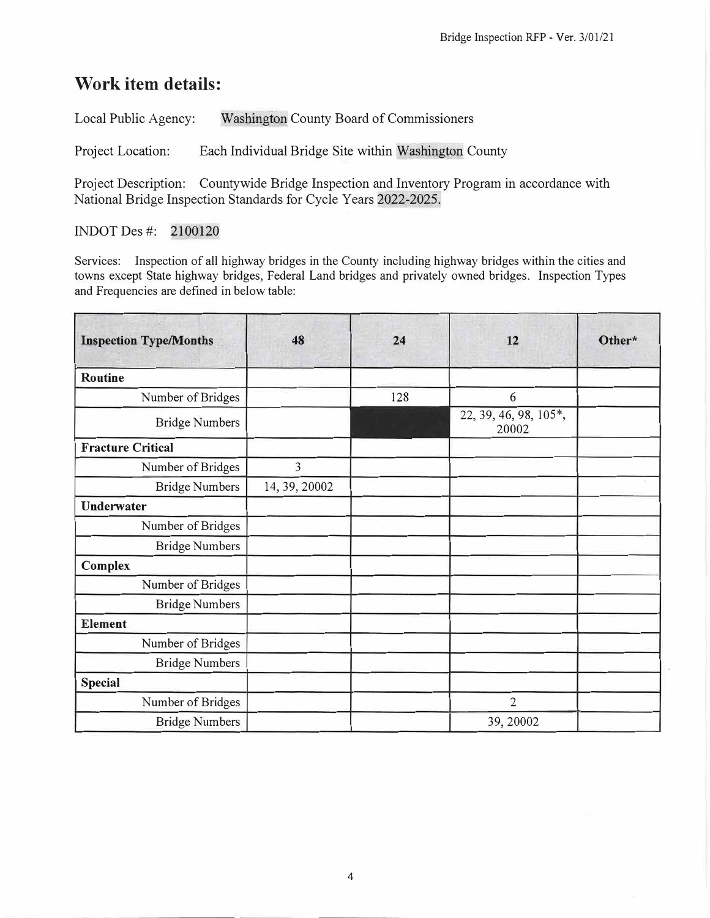## Work item details:

Local Public Agency: Washington County Board of Commissioners

Project Location: Each Individual Bridge Site within Washington County

Project Description: Countywide Bridge Inspection and Inventory Program in accordance with National Bridge Inspection Standards for Cycle Years 2022-2025.

INDOT Des #: 2100120

Services: Inspection of all highway bridges in the County including highway bridges within the cities and towns except State highway bridges, Federal Land bridges and privately owned bridges. Inspection Types and Frequencies are defined in below table:

| Inspection Type/Months | 48 | 24 | 12 | Other* |
|---|---|---|---|---|
| **Routine** | | | | |
| Number of Bridges | | 128 | 6 | |
| Bridge Numbers | | | 22, 39, 46, 98, 105*, 20002 | |
| **Fracture Critical** | | | | |
| Number of Bridges | 3 | | | |
| Bridge Numbers | 14, 39, 20002 | | | |
| **Underwater** | | | | |
| Number of Bridges | | | | |
| Bridge Numbers | | | | |
| **Complex** | | | | |
| Number of Bridges | | | | |
| Bridge Numbers | | | | |
| **Element** | | | | |
| Number of Bridges | | | | |
| Bridge Numbers | | | | |
| **Special** | | | | |
| Number of Bridges | | | 2 | |
| Bridge Numbers | | | 39, 20002 | |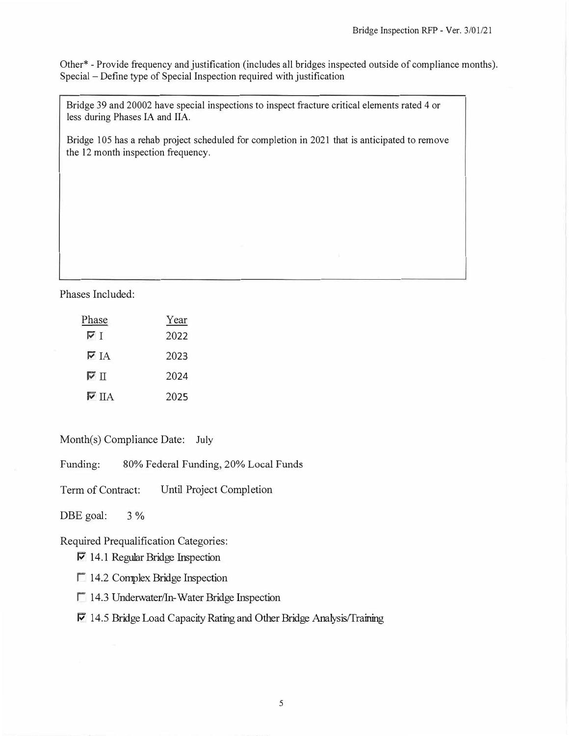Other* - Provide frequency and justification (includes all bridges inspected outside of compliance months).
Special – Define type of Special Inspection required with justification

> Bridge 39 and 20002 have special inspections to inspect fracture critical elements rated 4 or less during Phases IA and IIA.
>
> Bridge 105 has a rehab project scheduled for completion in 2021 that is anticipated to remove the 12 month inspection frequency.

Phases Included:

| Phase | Year |
|---|---|
| ☑ I | 2022 |
| ☑ IA | 2023 |
| ☑ II | 2024 |
| ☑ IIA | 2025 |

Month(s) Compliance Date: July

Funding: 80% Federal Funding, 20% Local Funds

Term of Contract: Until Project Completion

DBE goal: 3 %

Required Prequalification Categories:

- ☑ 14.1 Regular Bridge Inspection
- ☐ 14.2 Complex Bridge Inspection
- ☐ 14.3 Underwater/In-Water Bridge Inspection
- ☑ 14.5 Bridge Load Capacity Rating and Other Bridge Analysis/Training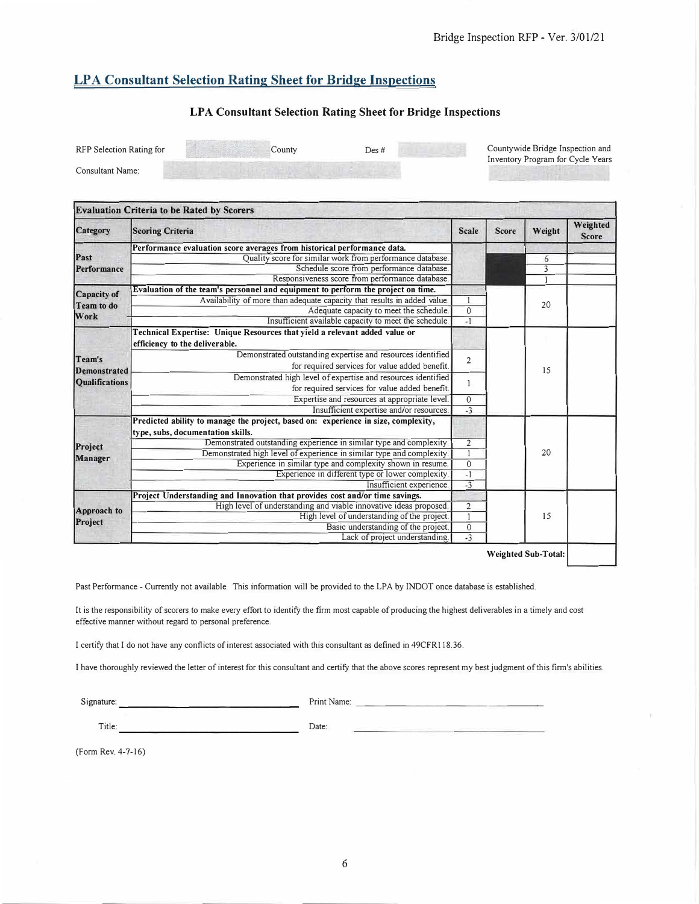## LPA Consultant Selection Rating Sheet for Bridge Inspections

### LPA Consultant Selection Rating Sheet for Bridge Inspections

RFP Selection Rating for ____________ County    Des # ____________    Countywide Bridge Inspection and Inventory Program for Cycle Years ____________

Consultant Name: ____________

| Evaluation Criteria to be Rated by Scorers | | | | | |
|---|---|---|---|---|---|
| **Category** | **Scoring Criteria** | **Scale** | **Score** | **Weight** | **Weighted Score** |
| **Past Performance** | **Performance evaluation score averages from historical performance data.** | | | | |
| | Quality score for similar work from performance database. | | | 6 | |
| | Schedule score from performance database. | | | 3 | |
| | Responsiveness score from performance database. | | | 1 | |
| **Capacity of Team to do Work** | **Evaluation of the team's personnel and equipment to perform the project on time.** | | | 20 | |
| | Availability of more than adequate capacity that results in added value. | 1 | | | |
| | Adequate capacity to meet the schedule. | 0 | | | |
| | Insufficient available capacity to meet the schedule. | -1 | | | |
| **Team's Demonstrated Qualifications** | **Technical Expertise: Unique Resources that yield a relevant added value or efficiency to the deliverable.** | | | 15 | |
| | Demonstrated outstanding expertise and resources identified for required services for value added benefit. | 2 | | | |
| | Demonstrated high level of expertise and resources identified for required services for value added benefit. | 1 | | | |
| | Expertise and resources at appropriate level. | 0 | | | |
| | Insufficient expertise and/or resources. | -3 | | | |
| **Project Manager** | **Predicted ability to manage the project, based on: experience in size, complexity, type, subs, documentation skills.** | | | 20 | |
| | Demonstrated outstanding experience in similar type and complexity. | 2 | | | |
| | Demonstrated high level of experience in similar type and complexity. | 1 | | | |
| | Experience in similar type and complexity shown in resume. | 0 | | | |
| | Experience in different type or lower complexity. | -1 | | | |
| | Insufficient experience. | -3 | | | |
| **Approach to Project** | **Project Understanding and Innovation that provides cost and/or time savings.** | | | 15 | |
| | High level of understanding and viable innovative ideas proposed. | 2 | | | |
| | High level of understanding of the project. | 1 | | | |
| | Basic understanding of the project. | 0 | | | |
| | Lack of project understanding. | -3 | | | |
| | | | | **Weighted Sub-Total:** | |

Past Performance - Currently not available. This information will be provided to the LPA by INDOT once database is established.

It is the responsibility of scorers to make every effort to identify the firm most capable of producing the highest deliverables in a timely and cost effective manner without regard to personal preference.

I certify that I do not have any conflicts of interest associated with this consultant as defined in 49CFR18.36.

I have thoroughly reviewed the letter of interest for this consultant and certify that the above scores represent my best judgment of this firm's abilities.

Signature: ______________________ Print Name: ______________________

Title: ______________________ Date: ______________________

(Form Rev. 4-7-16)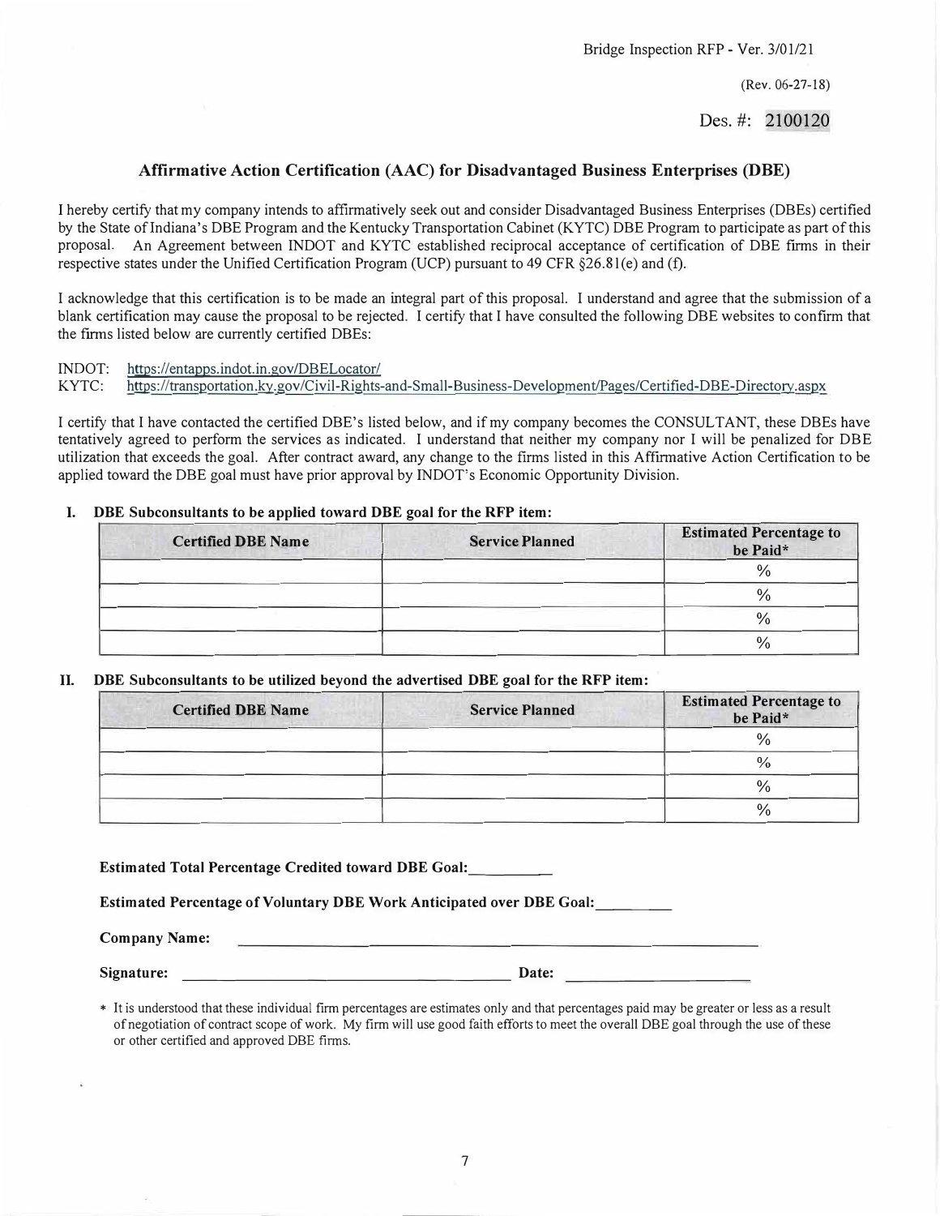Bridge Inspection RFP - Ver. 3/01/21

(Rev. 06-27-18)

Des. #: 2100120

## Affirmative Action Certification (AAC) for Disadvantaged Business Enterprises (DBE)

I hereby certify that my company intends to affirmatively seek out and consider Disadvantaged Business Enterprises (DBEs) certified by the State of Indiana's DBE Program and the Kentucky Transportation Cabinet (KYTC) DBE Program to participate as part of this proposal. An Agreement between INDOT and KYTC established reciprocal acceptance of certification of DBE firms in their respective states under the Unified Certification Program (UCP) pursuant to 49 CFR §26.81(e) and (f).

I acknowledge that this certification is to be made an integral part of this proposal. I understand and agree that the submission of a blank certification may cause the proposal to be rejected. I certify that I have consulted the following DBE websites to confirm that the firms listed below are currently certified DBEs:

INDOT: https://entapps.indot.in.gov/DBELocator/
KYTC: https://transportation.ky.gov/Civil-Rights-and-Small-Business-Development/Pages/Certified-DBE-Directory.aspx

I certify that I have contacted the certified DBE's listed below, and if my company becomes the CONSULTANT, these DBEs have tentatively agreed to perform the services as indicated. I understand that neither my company nor I will be penalized for DBE utilization that exceeds the goal. After contract award, any change to the firms listed in this Affirmative Action Certification to be applied toward the DBE goal must have prior approval by INDOT's Economic Opportunity Division.

**I. DBE Subconsultants to be applied toward DBE goal for the RFP item:**

| Certified DBE Name | Service Planned | Estimated Percentage to be Paid* |
|---|---|---|
| | | % |
| | | % |
| | | % |
| | | % |

**II. DBE Subconsultants to be utilized beyond the advertised DBE goal for the RFP item:**

| Certified DBE Name | Service Planned | Estimated Percentage to be Paid* |
|---|---|---|
| | | % |
| | | % |
| | | % |
| | | % |

**Estimated Total Percentage Credited toward DBE Goal:**__________

**Estimated Percentage of Voluntary DBE Work Anticipated over DBE Goal:**__________

**Company Name:** ______________________________

**Signature:** ______________________________ **Date:** ______________

\* It is understood that these individual firm percentages are estimates only and that percentages paid may be greater or less as a result of negotiation of contract scope of work. My firm will use good faith efforts to meet the overall DBE goal through the use of these or other certified and approved DBE firms.